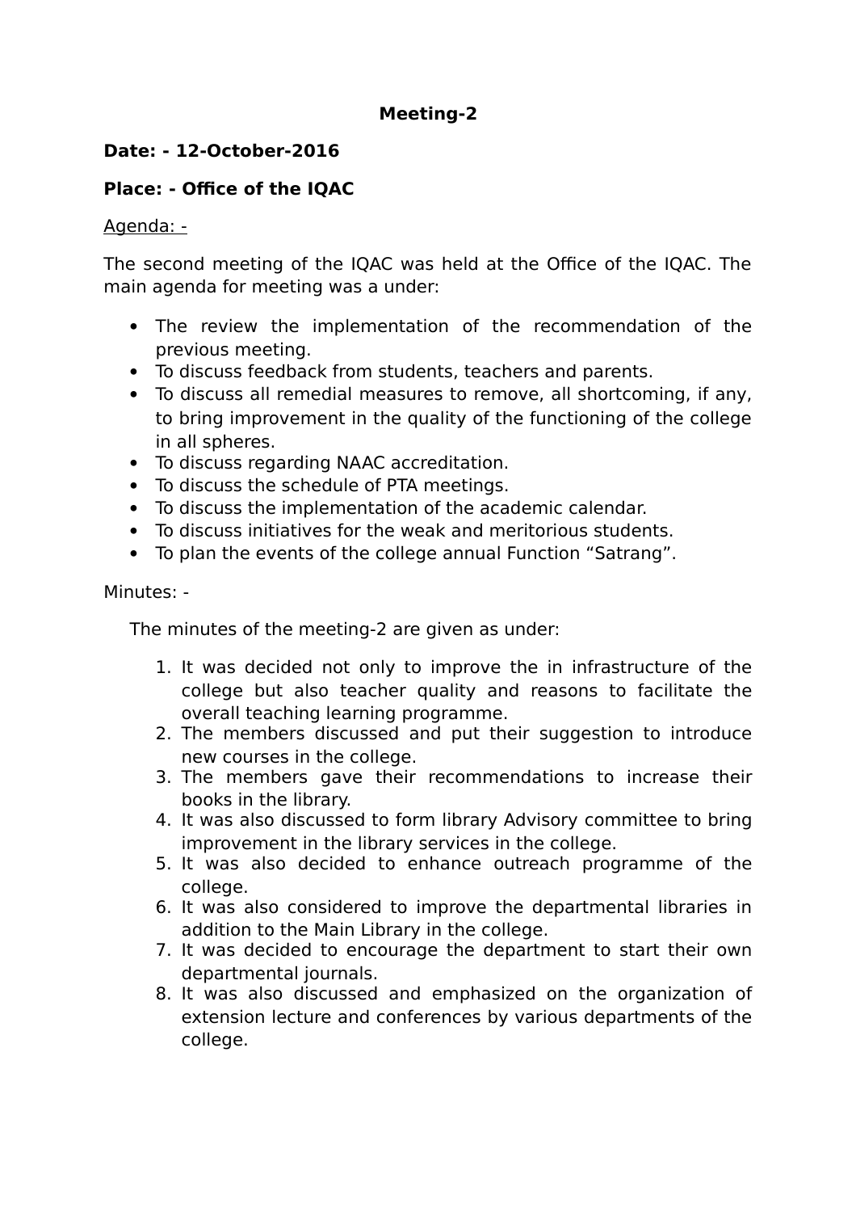**Meeting-2**

**Date: - 12-October-2016**

**Place: - Office of the IQAC**

Agenda: -

The second meeting of the IQAC was held at the Office of the IQAC. The main agenda for meeting was a under:

- The review the implementation of the recommendation of the previous meeting.
- To discuss feedback from students, teachers and parents.
- To discuss all remedial measures to remove, all shortcoming, if any, to bring improvement in the quality of the functioning of the college in all spheres.
- To discuss regarding NAAC accreditation.
- To discuss the schedule of PTA meetings.
- To discuss the implementation of the academic calendar.
- To discuss initiatives for the weak and meritorious students.
- To plan the events of the college annual Function "Satrang".

Minutes: -

The minutes of the meeting-2 are given as under:

1. It was decided not only to improve the in infrastructure of the college but also teacher quality and reasons to facilitate the overall teaching learning programme.
2. The members discussed and put their suggestion to introduce new courses in the college.
3. The members gave their recommendations to increase their books in the library.
4. It was also discussed to form library Advisory committee to bring improvement in the library services in the college.
5. It was also decided to enhance outreach programme of the college.
6. It was also considered to improve the departmental libraries in addition to the Main Library in the college.
7. It was decided to encourage the department to start their own departmental journals.
8. It was also discussed and emphasized on the organization of extension lecture and conferences by various departments of the college.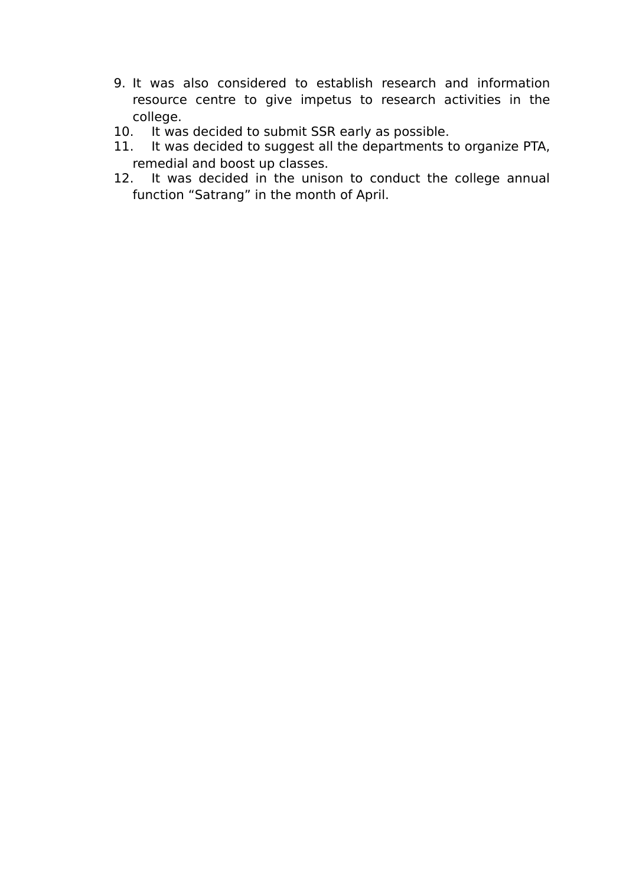9. It was also considered to establish research and information resource centre to give impetus to research activities in the college.
10. It was decided to submit SSR early as possible.
11. It was decided to suggest all the departments to organize PTA, remedial and boost up classes.
12. It was decided in the unison to conduct the college annual function “Satrang” in the month of April.